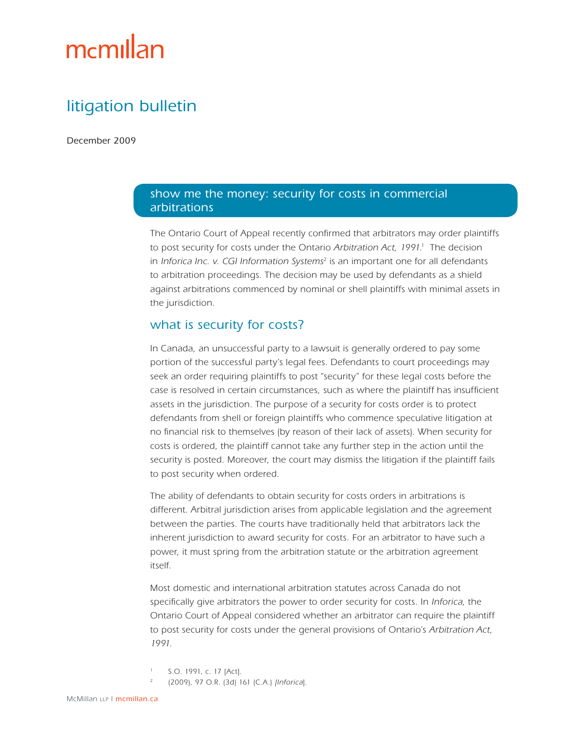# mcmillan

## litigation bulletin

December 2009

### show me the money: security for costs in commercial arbitrations

The Ontario Court of Appeal recently confirmed that arbitrators may order plaintiffs to post security for costs under the Ontario *Arbitration Act, 1991*.[1] The decision in *Inforica Inc. v. CGI Information Systems*[2] is an important one for all defendants to arbitration proceedings. The decision may be used by defendants as a shield against arbitrations commenced by nominal or shell plaintiffs with minimal assets in the jurisdiction.

### what is security for costs?

In Canada, an unsuccessful party to a lawsuit is generally ordered to pay some portion of the successful party's legal fees. Defendants to court proceedings may seek an order requiring plaintiffs to post "security" for these legal costs before the case is resolved in certain circumstances, such as where the plaintiff has insufficient assets in the jurisdiction. The purpose of a security for costs order is to protect defendants from shell or foreign plaintiffs who commence speculative litigation at no financial risk to themselves (by reason of their lack of assets). When security for costs is ordered, the plaintiff cannot take any further step in the action until the security is posted. Moreover, the court may dismiss the litigation if the plaintiff fails to post security when ordered.

The ability of defendants to obtain security for costs orders in arbitrations is different. Arbitral jurisdiction arises from applicable legislation and the agreement between the parties. The courts have traditionally held that arbitrators lack the inherent jurisdiction to award security for costs. For an arbitrator to have such a power, it must spring from the arbitration statute or the arbitration agreement itself.

Most domestic and international arbitration statutes across Canada do not specifically give arbitrators the power to order security for costs. In *Inforica*, the Ontario Court of Appeal considered whether an arbitrator can require the plaintiff to post security for costs under the general provisions of Ontario's *Arbitration Act, 1991*.

[1] S.O. 1991, c. 17 [Act].

[2] (2009), 97 O.R. (3d) 161 (C.A.) [*Inforica*].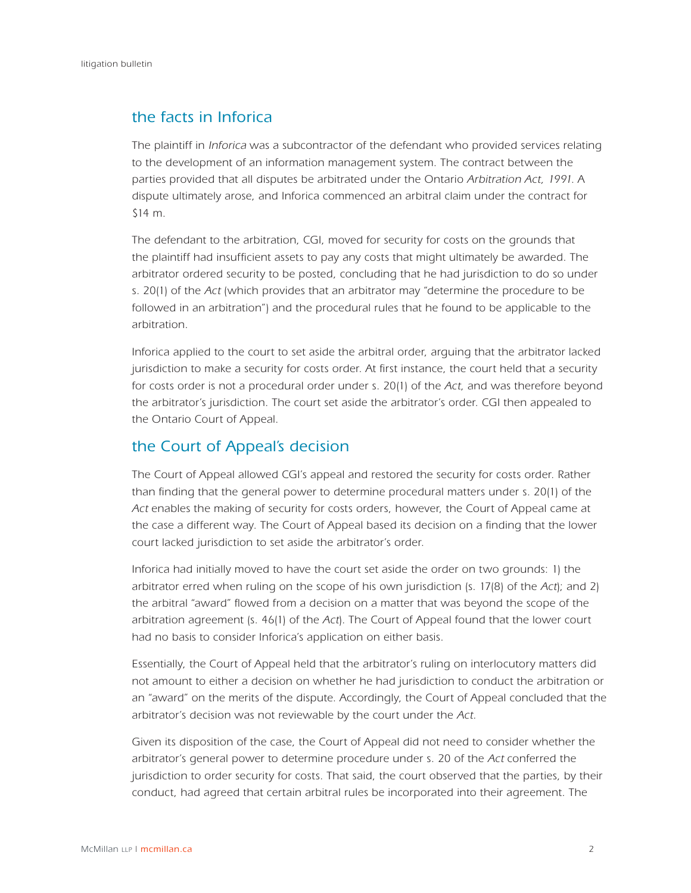## the facts in Inforica

The plaintiff in *Inforica* was a subcontractor of the defendant who provided services relating to the development of an information management system. The contract between the parties provided that all disputes be arbitrated under the Ontario *Arbitration Act, 1991*. A dispute ultimately arose, and Inforica commenced an arbitral claim under the contract for $14 m.

The defendant to the arbitration, CGI, moved for security for costs on the grounds that the plaintiff had insufficient assets to pay any costs that might ultimately be awarded. The arbitrator ordered security to be posted, concluding that he had jurisdiction to do so under s. 20(1) of the *Act* (which provides that an arbitrator may "determine the procedure to be followed in an arbitration") and the procedural rules that he found to be applicable to the arbitration.

Inforica applied to the court to set aside the arbitral order, arguing that the arbitrator lacked jurisdiction to make a security for costs order. At first instance, the court held that a security for costs order is not a procedural order under s. 20(1) of the *Act*, and was therefore beyond the arbitrator's jurisdiction. The court set aside the arbitrator's order. CGI then appealed to the Ontario Court of Appeal.

## the Court of Appeal's decision

The Court of Appeal allowed CGI's appeal and restored the security for costs order. Rather than finding that the general power to determine procedural matters under s. 20(1) of the *Act* enables the making of security for costs orders, however, the Court of Appeal came at the case a different way. The Court of Appeal based its decision on a finding that the lower court lacked jurisdiction to set aside the arbitrator's order.

Inforica had initially moved to have the court set aside the order on two grounds: 1) the arbitrator erred when ruling on the scope of his own jurisdiction (s. 17(8) of the *Act*); and 2) the arbitral "award" flowed from a decision on a matter that was beyond the scope of the arbitration agreement (s. 46(1) of the *Act*). The Court of Appeal found that the lower court had no basis to consider Inforica's application on either basis.

Essentially, the Court of Appeal held that the arbitrator's ruling on interlocutory matters did not amount to either a decision on whether he had jurisdiction to conduct the arbitration or an "award" on the merits of the dispute. Accordingly, the Court of Appeal concluded that the arbitrator's decision was not reviewable by the court under the *Act*.

Given its disposition of the case, the Court of Appeal did not need to consider whether the arbitrator's general power to determine procedure under s. 20 of the *Act* conferred the jurisdiction to order security for costs. That said, the court observed that the parties, by their conduct, had agreed that certain arbitral rules be incorporated into their agreement. The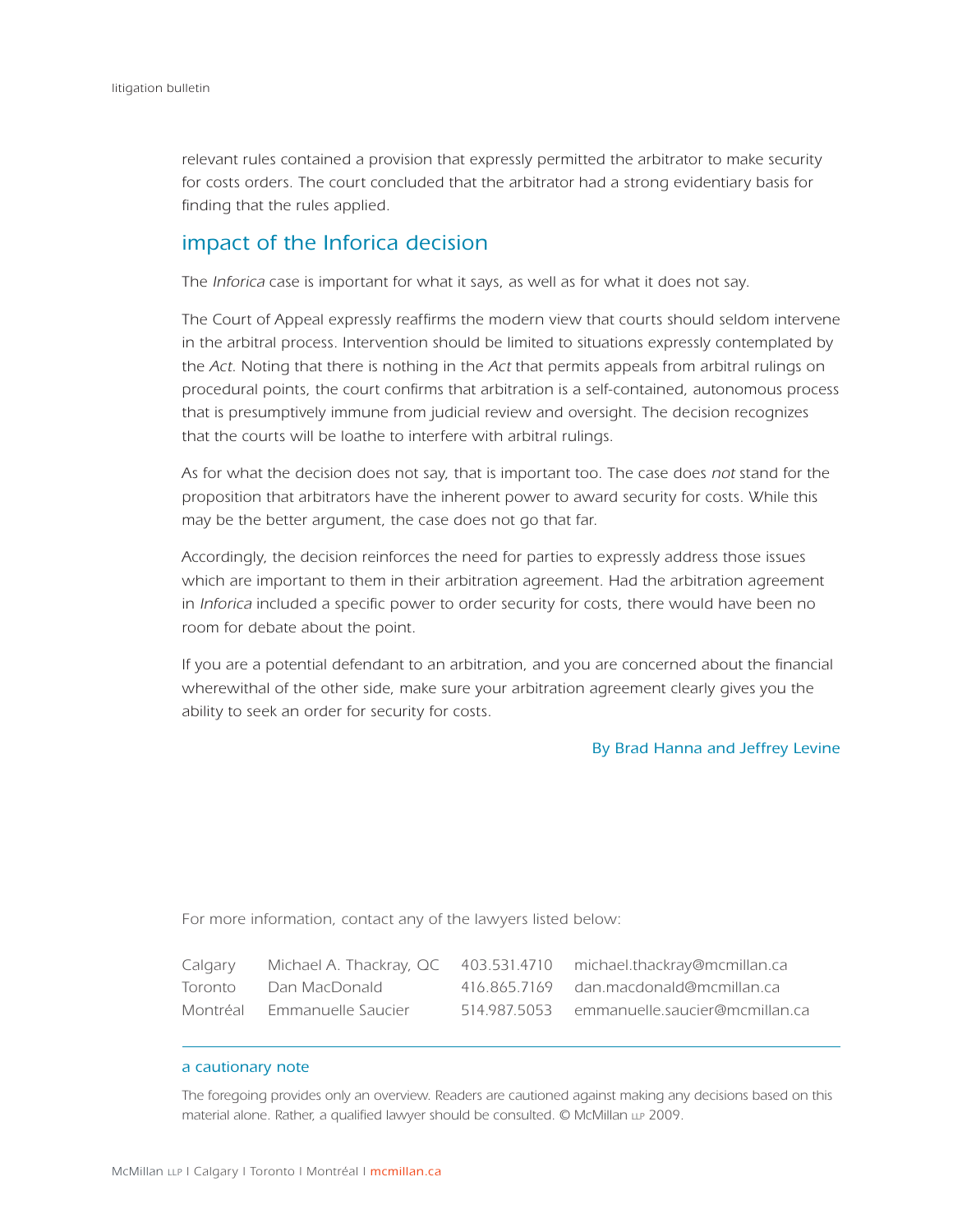relevant rules contained a provision that expressly permitted the arbitrator to make security for costs orders. The court concluded that the arbitrator had a strong evidentiary basis for finding that the rules applied.

## impact of the Inforica decision

The *Inforica* case is important for what it says, as well as for what it does not say.

The Court of Appeal expressly reaffirms the modern view that courts should seldom intervene in the arbitral process. Intervention should be limited to situations expressly contemplated by the *Act*. Noting that there is nothing in the *Act* that permits appeals from arbitral rulings on procedural points, the court confirms that arbitration is a self-contained, autonomous process that is presumptively immune from judicial review and oversight. The decision recognizes that the courts will be loathe to interfere with arbitral rulings.

As for what the decision does not say, that is important too. The case does *not* stand for the proposition that arbitrators have the inherent power to award security for costs. While this may be the better argument, the case does not go that far.

Accordingly, the decision reinforces the need for parties to expressly address those issues which are important to them in their arbitration agreement. Had the arbitration agreement in *Inforica* included a specific power to order security for costs, there would have been no room for debate about the point.

If you are a potential defendant to an arbitration, and you are concerned about the financial wherewithal of the other side, make sure your arbitration agreement clearly gives you the ability to seek an order for security for costs.

By Brad Hanna and Jeffrey Levine

For more information, contact any of the lawyers listed below:

| | | | |
|---|---|---|---|
| Calgary | Michael A. Thackray, QC | 403.531.4710 | michael.thackray@mcmillan.ca |
| Toronto | Dan MacDonald | 416.865.7169 | dan.macdonald@mcmillan.ca |
| Montréal | Emmanuelle Saucier | 514.987.5053 | emmanuelle.saucier@mcmillan.ca |

### a cautionary note

The foregoing provides only an overview. Readers are cautioned against making any decisions based on this material alone. Rather, a qualified lawyer should be consulted. © McMillan LLP 2009.